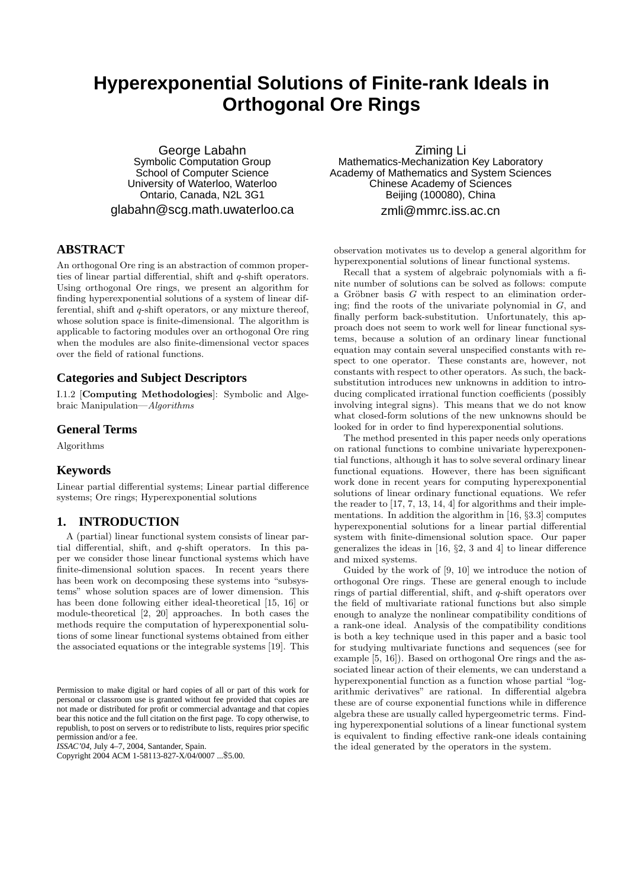# Hyperexponential Solutions of Finite-rank Ideals in Orthogonal Ore Rings

George Labahn
Symbolic Computation Group
School of Computer Science
University of Waterloo, Waterloo
Ontario, Canada, N2L 3G1
glabahn@scg.math.uwaterloo.ca

Ziming Li
Mathematics-Mechanization Key Laboratory
Academy of Mathematics and System Sciences
Chinese Academy of Sciences
Beijing (100080), China
zmli@mmrc.iss.ac.cn

## ABSTRACT

An orthogonal Ore ring is an abstraction of common properties of linear partial differential, shift and $q$-shift operators. Using orthogonal Ore rings, we present an algorithm for finding hyperexponential solutions of a system of linear differential, shift and $q$-shift operators, or any mixture thereof, whose solution space is finite-dimensional. The algorithm is applicable to factoring modules over an orthogonal Ore ring when the modules are also finite-dimensional vector spaces over the field of rational functions.

## Categories and Subject Descriptors

I.1.2 [**Computing Methodologies**]: Symbolic and Algebraic Manipulation—*Algorithms*

## General Terms

Algorithms

## Keywords

Linear partial differential systems; Linear partial difference systems; Ore rings; Hyperexponential solutions

## 1. INTRODUCTION

A (partial) linear functional system consists of linear partial differential, shift, and $q$-shift operators. In this paper we consider those linear functional systems which have finite-dimensional solution spaces. In recent years there has been work on decomposing these systems into "subsystems" whose solution spaces are of lower dimension. This has been done following either ideal-theoretical [15, 16] or module-theoretical [2, 20] approaches. In both cases the methods require the computation of hyperexponential solutions of some linear functional systems obtained from either the associated equations or the integrable systems [19]. This observation motivates us to develop a general algorithm for hyperexponential solutions of linear functional systems.

Recall that a system of algebraic polynomials with a finite number of solutions can be solved as follows: compute a Gröbner basis $G$ with respect to an elimination ordering; find the roots of the univariate polynomial in $G$, and finally perform back-substitution. Unfortunately, this approach does not seem to work well for linear functional systems, because a solution of an ordinary linear functional equation may contain several unspecified constants with respect to one operator. These constants are, however, not constants with respect to other operators. As such, the back-substitution introduces new unknowns in addition to introducing complicated irrational function coefficients (possibly involving integral signs). This means that we do not know what closed-form solutions of the new unknowns should be looked for in order to find hyperexponential solutions.

The method presented in this paper needs only operations on rational functions to combine univariate hyperexponential functions, although it has to solve several ordinary linear functional equations. However, there has been significant work done in recent years for computing hyperexponential solutions of linear ordinary functional equations. We refer the reader to [17, 7, 13, 14, 4] for algorithms and their implementations. In addition the algorithm in [16, §3.3] computes hyperexponential solutions for a linear partial differential system with finite-dimensional solution space. Our paper generalizes the ideas in [16, §2, 3 and 4] to linear difference and mixed systems.

Guided by the work of [9, 10] we introduce the notion of orthogonal Ore rings. These are general enough to include rings of partial differential, shift, and $q$-shift operators over the field of multivariate rational functions but also simple enough to analyze the nonlinear compatibility conditions of a rank-one ideal. Analysis of the compatibility conditions is both a key technique used in this paper and a basic tool for studying multivariate functions and sequences (see for example [5, 16]). Based on orthogonal Ore rings and the associated linear action of their elements, we can understand a hyperexponential function as a function whose partial "logarithmic derivatives" are rational. In differential algebra these are of course exponential functions while in difference algebra these are usually called hypergeometric terms. Finding hyperexponential solutions of a linear functional system is equivalent to finding effective rank-one ideals containing the ideal generated by the operators in the system.

Permission to make digital or hard copies of all or part of this work for personal or classroom use is granted without fee provided that copies are not made or distributed for profit or commercial advantage and that copies bear this notice and the full citation on the first page. To copy otherwise, to republish, to post on servers or to redistribute to lists, requires prior specific permission and/or a fee.
*ISSAC'04*, July 4–7, 2004, Santander, Spain.
Copyright 2004 ACM 1-58113-827-X/04/0007 ...$5.00.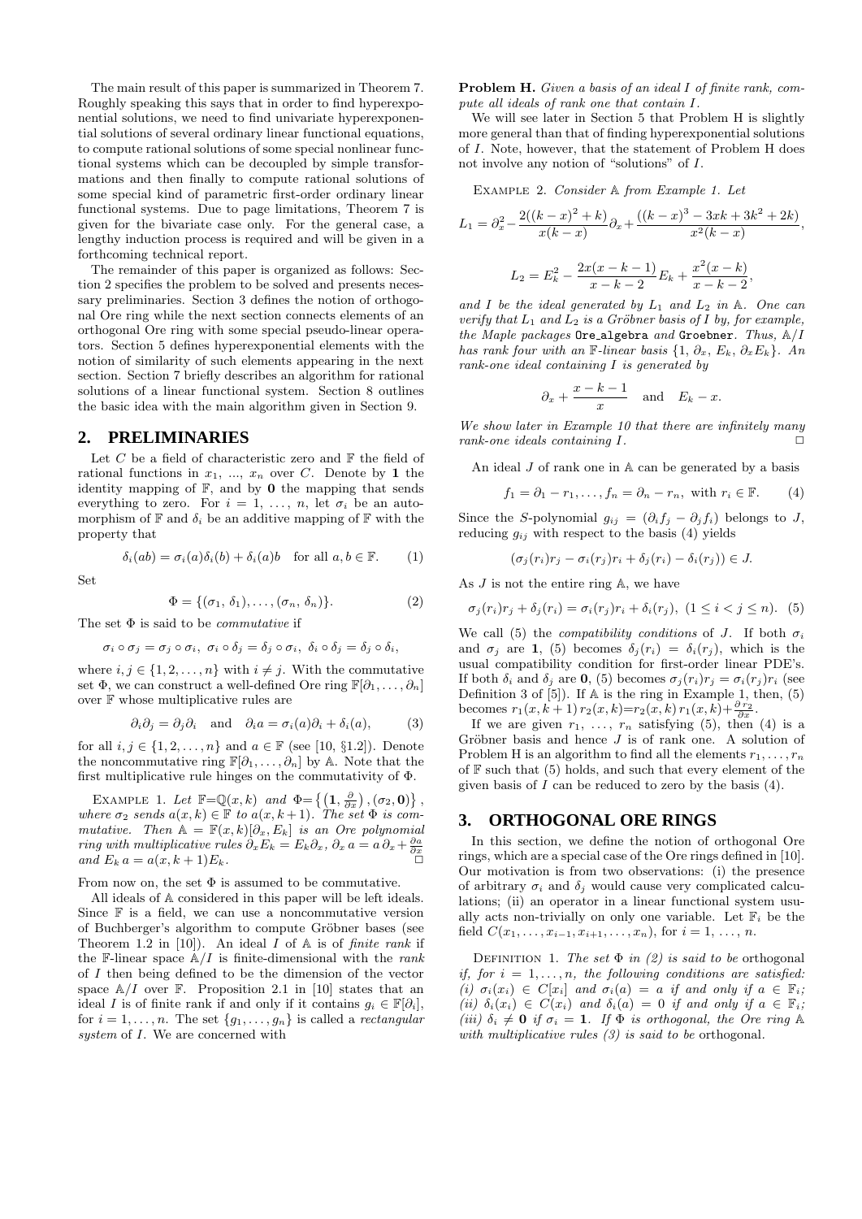The main result of this paper is summarized in Theorem 7. Roughly speaking this says that in order to find hyperexponential solutions, we need to find univariate hyperexponential solutions of several ordinary linear functional equations, to compute rational solutions of some special nonlinear functional systems which can be decoupled by simple transformations and then finally to compute rational solutions of some special kind of parametric first-order ordinary linear functional systems. Due to page limitations, Theorem 7 is given for the bivariate case only. For the general case, a lengthy induction process is required and will be given in a forthcoming technical report.

The remainder of this paper is organized as follows: Section 2 specifies the problem to be solved and presents necessary preliminaries. Section 3 defines the notion of orthogonal Ore ring while the next section connects elements of an orthogonal Ore ring with some special pseudo-linear operators. Section 5 defines hyperexponential elements with the notion of similarity of such elements appearing in the next section. Section 7 briefly describes an algorithm for rational solutions of a linear functional system. Section 8 outlines the basic idea with the main algorithm given in Section 9.

## 2. PRELIMINARIES

Let $C$ be a field of characteristic zero and $\mathbb{F}$ the field of rational functions in $x_1$, ..., $x_n$ over $C$. Denote by $\mathbf{1}$ the identity mapping of $\mathbb{F}$, and by $\mathbf{0}$ the mapping that sends everything to zero. For $i = 1, \ldots, n$, let $\sigma_i$ be an automorphism of $\mathbb{F}$ and $\delta_i$ be an additive mapping of $\mathbb{F}$ with the property that

$$\delta_i(ab) = \sigma_i(a)\delta_i(b) + \delta_i(a)b \quad \text{for all } a, b \in \mathbb{F}. \tag{1}$$

Set

$$\Phi = \{(\sigma_1, \delta_1), \ldots, (\sigma_n, \delta_n)\}. \tag{2}$$

The set $\Phi$ is said to be *commutative* if

$$\sigma_i \circ \sigma_j = \sigma_j \circ \sigma_i, \ \sigma_i \circ \delta_j = \delta_j \circ \sigma_i, \ \delta_i \circ \delta_j = \delta_j \circ \delta_i,$$

where $i, j \in \{1, 2, \ldots, n\}$ with $i \neq j$. With the commutative set $\Phi$, we can construct a well-defined Ore ring $\mathbb{F}[\partial_1, \ldots, \partial_n]$ over $\mathbb{F}$ whose multiplicative rules are

$$\partial_i\partial_j = \partial_j\partial_i \quad \text{and} \quad \partial_i a = \sigma_i(a)\partial_i + \delta_i(a), \tag{3}$$

for all $i, j \in \{1, 2, \ldots, n\}$ and $a \in \mathbb{F}$ (see [10, §1.2]). Denote the noncommutative ring $\mathbb{F}[\partial_1, \ldots, \partial_n]$ by $\mathbb{A}$. Note that the first multiplicative rule hinges on the commutativity of $\Phi$.

Example 1. *Let $\mathbb{F}=\mathbb{Q}(x, k)$ and $\Phi=\left\{\left(\mathbf{1}, \frac{\partial}{\partial x}\right), (\sigma_2, \mathbf{0})\right\}$, where $\sigma_2$ sends $a(x, k) \in \mathbb{F}$ to $a(x, k+1)$. The set $\Phi$ is commutative. Then $\mathbb{A} = \mathbb{F}(x, k)[\partial_x, E_k]$ is an Ore polynomial ring with multiplicative rules $\partial_x E_k = E_k \partial_x$, $\partial_x\, a = a\, \partial_x + \frac{\partial a}{\partial x}$ and $E_k\, a = a(x, k+1)E_k$.* □

From now on, the set $\Phi$ is assumed to be commutative.

All ideals of $\mathbb{A}$ considered in this paper will be left ideals. Since $\mathbb{F}$ is a field, we can use a noncommutative version of Buchberger's algorithm to compute Gröbner bases (see Theorem 1.2 in [10]). An ideal $I$ of $\mathbb{A}$ is of *finite rank* if the $\mathbb{F}$-linear space $\mathbb{A}/I$ is finite-dimensional with the *rank* of $I$ then being defined to be the dimension of the vector space $\mathbb{A}/I$ over $\mathbb{F}$. Proposition 2.1 in [10] states that an ideal $I$ is of finite rank if and only if it contains $g_i \in \mathbb{F}[\partial_i]$, for $i = 1, \ldots, n$. The set $\{g_1, \ldots, g_n\}$ is called a *rectangular system* of $I$. We are concerned with

**Problem H.** *Given a basis of an ideal $I$ of finite rank, compute all ideals of rank one that contain $I$.*

We will see later in Section 5 that Problem H is slightly more general than that of finding hyperexponential solutions of $I$. Note, however, that the statement of Problem H does not involve any notion of "solutions" of $I$.

Example 2. *Consider $\mathbb{A}$ from Example 1. Let*

$$L_1 = \partial_x^2 - \frac{2((k-x)^2+k)}{x(k-x)}\partial_x + \frac{((k-x)^3 - 3xk + 3k^2 + 2k)}{x^2(k-x)},$$

$$L_2 = E_k^2 - \frac{2x(x-k-1)}{x-k-2}E_k + \frac{x^2(x-k)}{x-k-2},$$

*and $I$ be the ideal generated by $L_1$ and $L_2$ in $\mathbb{A}$. One can verify that $L_1$ and $L_2$ is a Gröbner basis of $I$ by, for example, the Maple packages* `Ore_algebra` *and* `Groebner`*. Thus, $\mathbb{A}/I$ has rank four with an $\mathbb{F}$-linear basis $\{1, \partial_x, E_k, \partial_x E_k\}$. An rank-one ideal containing $I$ is generated by*

$$\partial_x + \frac{x-k-1}{x} \quad \text{and} \quad E_k - x.$$

*We show later in Example 10 that there are infinitely many rank-one ideals containing $I$.* □

An ideal $J$ of rank one in $\mathbb{A}$ can be generated by a basis

$$f_1 = \partial_1 - r_1, \ldots, f_n = \partial_n - r_n, \text{ with } r_i \in \mathbb{F}. \tag{4}$$

Since the $S$-polynomial $g_{ij} = (\partial_i f_j - \partial_j f_i)$ belongs to $J$, reducing $g_{ij}$ with respect to the basis (4) yields

$$(\sigma_j(r_i)r_j - \sigma_i(r_j)r_i + \delta_j(r_i) - \delta_i(r_j)) \in J.$$

As $J$ is not the entire ring $\mathbb{A}$, we have

$$\sigma_j(r_i)r_j + \delta_j(r_i) = \sigma_i(r_j)r_i + \delta_i(r_j), \ (1 \leq i < j \leq n). \tag{5}$$

We call (5) the *compatibility conditions* of $J$. If both $\sigma_i$ and $\sigma_j$ are $\mathbf{1}$, (5) becomes $\delta_j(r_i) = \delta_i(r_j)$, which is the usual compatibility condition for first-order linear PDE's. If both $\delta_i$ and $\delta_j$ are $\mathbf{0}$, (5) becomes $\sigma_j(r_i)r_j = \sigma_i(r_j)r_i$ (see Definition 3 of [5]). If $\mathbb{A}$ is the ring in Example 1, then, (5) becomes $r_1(x, k+1)\, r_2(x, k) = r_2(x, k)\, r_1(x, k) + \frac{\partial r_2}{\partial x}$.

If we are given $r_1, \ldots, r_n$ satisfying (5), then (4) is a Gröbner basis and hence $J$ is of rank one. A solution of Problem H is an algorithm to find all the elements $r_1, \ldots, r_n$ of $\mathbb{F}$ such that (5) holds, and such that every element of the given basis of $I$ can be reduced to zero by the basis (4).

## 3. ORTHOGONAL ORE RINGS

In this section, we define the notion of orthogonal Ore rings, which are a special case of the Ore rings defined in [10]. Our motivation is from two observations: (i) the presence of arbitrary $\sigma_i$ and $\delta_i$ would cause very complicated calculations; (ii) an operator in a linear functional system usually acts non-trivially on only one variable. Let $\mathbb{F}_i$ be the field $C(x_1, \ldots, x_{i-1}, x_{i+1}, \ldots, x_n)$, for $i = 1, \ldots, n$.

Definition 1. *The set $\Phi$ in (2) is said to be* orthogonal *if, for $i = 1, \ldots, n$, the following conditions are satisfied: (i) $\sigma_i(x_i) \in C[x_i]$ and $\sigma_i(a) = a$ if and only if $a \in \mathbb{F}_i$; (ii) $\delta_i(x_i) \in C(x_i)$ and $\delta_i(a) = 0$ if and only if $a \in \mathbb{F}_i$; (iii) $\delta_i \neq \mathbf{0}$ if $\sigma_i = \mathbf{1}$. If $\Phi$ is orthogonal, the Ore ring $\mathbb{A}$ with multiplicative rules (3) is said to be* orthogonal.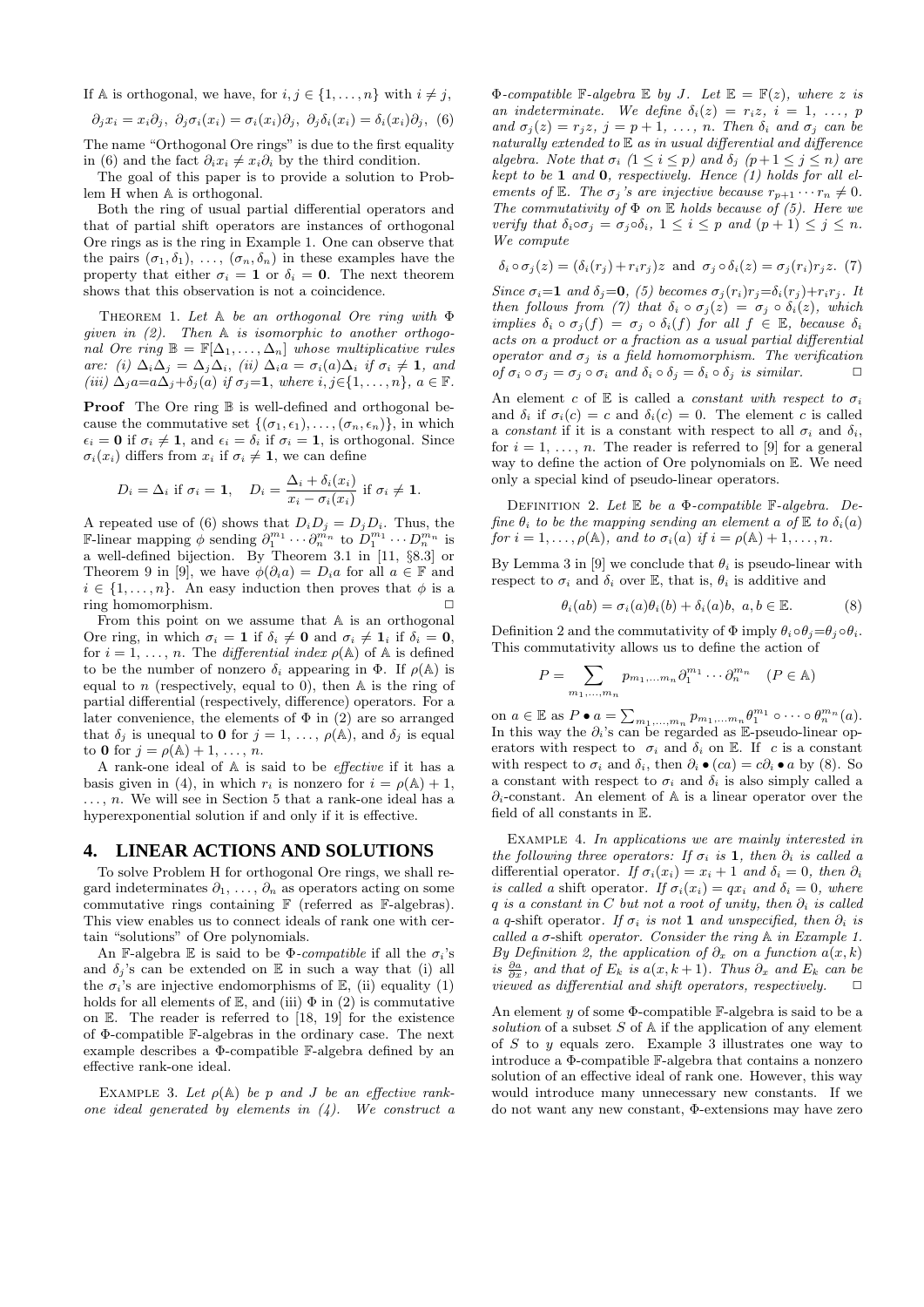If $\mathbb{A}$ is orthogonal, we have, for $i, j \in \{1, \ldots, n\}$ with $i \neq j$,

$$\partial_j x_i = x_i \partial_j, \ \partial_j \sigma_i(x_i) = \sigma_i(x_i)\partial_j, \ \partial_j \delta_i(x_i) = \delta_i(x_i)\partial_j, \quad (6)$$

The name "Orthogonal Ore rings" is due to the first equality in (6) and the fact $\partial_i x_i \neq x_i \partial_i$ by the third condition.

The goal of this paper is to provide a solution to Problem H when $\mathbb{A}$ is orthogonal.

Both the ring of usual partial differential operators and that of partial shift operators are instances of orthogonal Ore rings as is the ring in Example 1. One can observe that the pairs $(\sigma_1, \delta_1), \ldots, (\sigma_n, \delta_n)$ in these examples have the property that either $\sigma_i = \mathbf{1}$ or $\delta_i = \mathbf{0}$. The next theorem shows that this observation is not a coincidence.

Theorem 1. *Let $\mathbb{A}$ be an orthogonal Ore ring with $\Phi$ given in (2). Then $\mathbb{A}$ is isomorphic to another orthogonal Ore ring $\mathbb{B} = \mathbb{F}[\Delta_1, \ldots, \Delta_n]$ whose multiplicative rules are: (i) $\Delta_i \Delta_j = \Delta_j \Delta_i$, (ii) $\Delta_i a = \sigma_i(a)\Delta_i$ if $\sigma_i \neq \mathbf{1}$, and (iii) $\Delta_j a = a\Delta_j + \delta_j(a)$ if $\sigma_j = \mathbf{1}$, where $i, j \in \{1, \ldots, n\}$, $a \in \mathbb{F}$.*

**Proof** The Ore ring $\mathbb{B}$ is well-defined and orthogonal because the commutative set $\{(\sigma_1, \epsilon_1), \ldots, (\sigma_n, \epsilon_n)\}$, in which $\epsilon_i = \mathbf{0}$ if $\sigma_i \neq \mathbf{1}$, and $\epsilon_i = \delta_i$ if $\sigma_i = \mathbf{1}$, is orthogonal. Since $\sigma_i(x_i)$ differs from $x_i$ if $\sigma_i \neq \mathbf{1}$, we can define

$$D_i = \Delta_i \text{ if } \sigma_i = \mathbf{1}, \quad D_i = \frac{\Delta_i + \delta_i(x_i)}{x_i - \sigma_i(x_i)} \text{ if } \sigma_i \neq \mathbf{1}.$$

A repeated use of (6) shows that $D_i D_j = D_j D_i$. Thus, the $\mathbb{F}$-linear mapping $\phi$ sending $\partial_1^{m_1} \cdots \partial_n^{m_n}$ to $D_1^{m_1} \cdots D_n^{m_n}$ is a well-defined bijection. By Theorem 3.1 in [11, §8.3] or Theorem 9 in [9], we have $\phi(\partial_i a) = D_i a$ for all $a \in \mathbb{F}$ and $i \in \{1, \ldots, n\}$. An easy induction then proves that $\phi$ is a ring homomorphism. $\square$

From this point on we assume that $\mathbb{A}$ is an orthogonal Ore ring, in which $\sigma_i = \mathbf{1}$ if $\delta_i \neq \mathbf{0}$ and $\sigma_i \neq \mathbf{1}_i$ if $\delta_i = \mathbf{0}$, for $i = 1, \ldots, n$. The *differential index* $\rho(\mathbb{A})$ of $\mathbb{A}$ is defined to be the number of nonzero $\delta_i$ appearing in $\Phi$. If $\rho(\mathbb{A})$ is equal to $n$ (respectively, equal to 0), then $\mathbb{A}$ is the ring of partial differential (respectively, difference) operators. For a later convenience, the elements of $\Phi$ in (2) are so arranged that $\delta_j$ is unequal to $\mathbf{0}$ for $j = 1, \ldots, \rho(\mathbb{A})$, and $\delta_j$ is equal to $\mathbf{0}$ for $j = \rho(\mathbb{A}) + 1, \ldots, n$.

A rank-one ideal of $\mathbb{A}$ is said to be *effective* if it has a basis given in (4), in which $r_i$ is nonzero for $i = \rho(\mathbb{A}) + 1, \ldots, n$. We will see in Section 5 that a rank-one ideal has a hyperexponential solution if and only if it is effective.

## 4. LINEAR ACTIONS AND SOLUTIONS

To solve Problem H for orthogonal Ore rings, we shall regard indeterminates $\partial_1, \ldots, \partial_n$ as operators acting on some commutative rings containing $\mathbb{F}$ (referred as $\mathbb{F}$-algebras). This view enables us to connect ideals of rank one with certain "solutions" of Ore polynomials.

An $\mathbb{F}$-algebra $\mathbb{E}$ is said to be $\Phi$-*compatible* if all the $\sigma_i$'s and $\delta_j$'s can be extended on $\mathbb{E}$ in such a way that (i) all the $\sigma_i$'s are injective endomorphisms of $\mathbb{E}$, (ii) equality (1) holds for all elements of $\mathbb{E}$, and (iii) $\Phi$ in (2) is commutative on $\mathbb{E}$. The reader is referred to [18, 19] for the existence of $\Phi$-compatible $\mathbb{F}$-algebras in the ordinary case. The next example describes a $\Phi$-compatible $\mathbb{F}$-algebra defined by an effective rank-one ideal.

Example 3. *Let $\rho(\mathbb{A})$ be $p$ and $J$ be an effective rank-one ideal generated by elements in (4). We construct a $\Phi$-compatible $\mathbb{F}$-algebra $\mathbb{E}$ by $J$. Let $\mathbb{E} = \mathbb{F}(z)$, where $z$ is an indeterminate. We define $\delta_i(z) = r_i z$, $i = 1, \ldots, p$ and $\sigma_j(z) = r_j z$, $j = p+1, \ldots, n$. Then $\delta_i$ and $\sigma_j$ can be naturally extended to $\mathbb{E}$ as in usual differential and difference algebra. Note that $\sigma_i$ $(1 \leq i \leq p)$ and $\delta_j$ $(p+1 \leq j \leq n)$ are kept to be $\mathbf{1}$ and $\mathbf{0}$, respectively. Hence (1) holds for all elements of $\mathbb{E}$. The $\sigma_j$'s are injective because $r_{p+1} \cdots r_n \neq 0$. The commutativity of $\Phi$ on $\mathbb{E}$ holds because of (5). Here we verify that $\delta_i \circ \sigma_j = \sigma_j \circ \delta_i$, $1 \leq i \leq p$ and $(p+1) \leq j \leq n$. We compute*

$$\delta_i \circ \sigma_j(z) = (\delta_i(r_j) + r_i r_j)z \text{ and } \sigma_j \circ \delta_i(z) = \sigma_j(r_i) r_j z. \quad (7)$$

*Since $\sigma_i = \mathbf{1}$ and $\delta_j = \mathbf{0}$, (5) becomes $\sigma_j(r_i) r_j = \delta_i(r_j) + r_i r_j$. It then follows from (7) that $\delta_i \circ \sigma_j(z) = \sigma_j \circ \delta_i(z)$, which implies $\delta_i \circ \sigma_j(f) = \sigma_j \circ \delta_i(f)$ for all $f \in \mathbb{E}$, because $\delta_i$ acts on a product or a fraction as a usual partial differential operator and $\sigma_j$ is a field homomorphism. The verification of $\sigma_i \circ \sigma_j = \sigma_j \circ \sigma_i$ and $\delta_i \circ \delta_j = \delta_i \circ \delta_j$ is similar.* $\square$

An element $c$ of $\mathbb{E}$ is called a *constant with respect to* $\sigma_i$ and $\delta_i$ if $\sigma_i(c) = c$ and $\delta_i(c) = 0$. The element $c$ is called a *constant* if it is a constant with respect to all $\sigma_i$ and $\delta_i$, for $i = 1, \ldots, n$. The reader is referred to [9] for a general way to define the action of Ore polynomials on $\mathbb{E}$. We need only a special kind of pseudo-linear operators.

Definition 2. *Let $\mathbb{E}$ be a $\Phi$-compatible $\mathbb{F}$-algebra. Define $\theta_i$ to be the mapping sending an element $a$ of $\mathbb{E}$ to $\delta_i(a)$ for $i = 1, \ldots, \rho(\mathbb{A})$, and to $\sigma_i(a)$ if $i = \rho(\mathbb{A}) + 1, \ldots, n$.*

By Lemma 3 in [9] we conclude that $\theta_i$ is pseudo-linear with respect to $\sigma_i$ and $\delta_i$ over $\mathbb{E}$, that is, $\theta_i$ is additive and

$$\theta_i(ab) = \sigma_i(a)\theta_i(b) + \delta_i(a)b, \ a, b \in \mathbb{E}. \quad (8)$$

Definition 2 and the commutativity of $\Phi$ imply $\theta_i \circ \theta_j = \theta_j \circ \theta_i$. This commutativity allows us to define the action of

$$P = \sum_{m_1, \ldots, m_n} p_{m_1, \ldots m_n} \partial_1^{m_1} \cdots \partial_n^{m_n} \quad (P \in \mathbb{A})$$

on $a \in \mathbb{E}$ as $P \bullet a = \sum_{m_1, \ldots, m_n} p_{m_1, \ldots m_n} \theta_1^{m_1} \circ \cdots \circ \theta_n^{m_n}(a)$. In this way the $\partial_i$'s can be regarded as $\mathbb{E}$-pseudo-linear operators with respect to $\sigma_i$ and $\delta_i$ on $\mathbb{E}$. If $c$ is a constant with respect to $\sigma_i$ and $\delta_i$, then $\partial_i \bullet (ca) = c\partial_i \bullet a$ by (8). So a constant with respect to $\sigma_i$ and $\delta_i$ is also simply called a $\partial_i$-constant. An element of $\mathbb{A}$ is a linear operator over the field of all constants in $\mathbb{E}$.

Example 4. *In applications we are mainly interested in the following three operators: If $\sigma_i$ is $\mathbf{1}$, then $\partial_i$ is called a* differential *operator. If $\sigma_i(x_i) = x_i + 1$ and $\delta_i = 0$, then $\partial_i$ is called a* shift *operator. If $\sigma_i(x_i) = qx_i$ and $\delta_i = 0$, where $q$ is a constant in $C$ but not a root of unity, then $\partial_i$ is called a $q$-*shift *operator. If $\sigma_i$ is not $\mathbf{1}$ and unspecified, then $\partial_i$ is called a $\sigma$-*shift* operator. Consider the ring $\mathbb{A}$ in Example 1. By Definition 2, the application of $\partial_x$ on a function $a(x, k)$ is $\frac{\partial a}{\partial x}$, and that of $E_k$ is $a(x, k+1)$. Thus $\partial_x$ and $E_k$ can be viewed as differential and shift operators, respectively.* $\square$

An element $y$ of some $\Phi$-compatible $\mathbb{F}$-algebra is said to be a *solution* of a subset $S$ of $\mathbb{A}$ if the application of any element of $S$ to $y$ equals zero. Example 3 illustrates one way to introduce a $\Phi$-compatible $\mathbb{F}$-algebra that contains a nonzero solution of an effective ideal of rank one. However, this way would introduce many unnecessary new constants. If we do not want any new constant, $\Phi$-extensions may have zero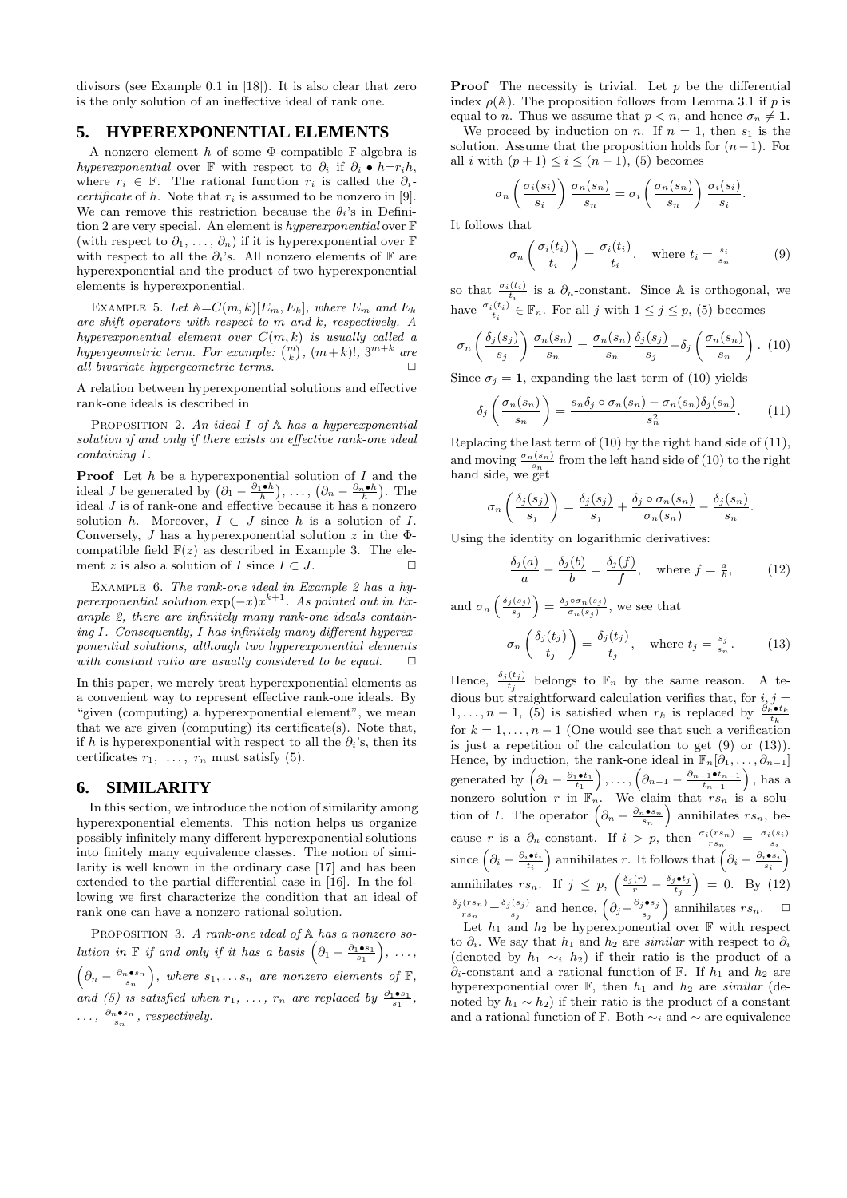divisors (see Example 0.1 in [18]). It is also clear that zero is the only solution of an ineffective ideal of rank one.

## 5. HYPEREXPONENTIAL ELEMENTS

A nonzero element $h$ of some $\Phi$-compatible $\mathbb{F}$-algebra is *hyperexponential* over $\mathbb{F}$ with respect to $\partial_i$ if $\partial_i \bullet h = r_i h$, where $r_i \in \mathbb{F}$. The rational function $r_i$ is called the $\partial_i$-*certificate* of $h$. Note that $r_i$ is assumed to be nonzero in [9]. We can remove this restriction because the $\theta_i$'s in Definition 2 are very special. An element is *hyperexponential* over $\mathbb{F}$ (with respect to $\partial_1, \ldots, \partial_n$) if it is hyperexponential over $\mathbb{F}$ with respect to all the $\partial_i$'s. All nonzero elements of $\mathbb{F}$ are hyperexponential and the product of two hyperexponential elements is hyperexponential.

Example 5. *Let $\mathbb{A}=C(m,k)[E_m, E_k]$, where $E_m$ and $E_k$ are shift operators with respect to $m$ and $k$, respectively. A hyperexponential element over $C(m,k)$ is usually called a hypergeometric term. For example: $\binom{m}{k}$, $(m+k)!$, $3^{m+k}$ are all bivariate hypergeometric terms.* □

A relation between hyperexponential solutions and effective rank-one ideals is described in

Proposition 2. *An ideal $I$ of $\mathbb{A}$ has a hyperexponential solution if and only if there exists an effective rank-one ideal containing $I$.*

**Proof** Let $h$ be a hyperexponential solution of $I$ and the ideal $J$ be generated by $\left(\partial_1 - \frac{\partial_1 \bullet h}{h}\right), \ldots, \left(\partial_n - \frac{\partial_n \bullet h}{h}\right)$. The ideal $J$ is of rank-one and effective because it has a nonzero solution $h$. Moreover, $I \subset J$ since $h$ is a solution of $I$. Conversely, $J$ has a hyperexponential solution $z$ in the $\Phi$-compatible field $\mathbb{F}(z)$ as described in Example 3. The element $z$ is also a solution of $I$ since $I \subset J$. □

Example 6. *The rank-one ideal in Example 2 has a hyperexponential solution $\exp(-x)x^{k+1}$. As pointed out in Example 2, there are infinitely many rank-one ideals containing $I$. Consequently, $I$ has infinitely many different hyperexponential solutions, although two hyperexponential elements with constant ratio are usually considered to be equal.* □

In this paper, we merely treat hyperexponential elements as a convenient way to represent effective rank-one ideals. By "given (computing) a hyperexponential element", we mean that we are given (computing) its certificate(s). Note that, if $h$ is hyperexponential with respect to all the $\partial_i$'s, then its certificates $r_1, \ldots, r_n$ must satisfy (5).

## 6. SIMILARITY

In this section, we introduce the notion of similarity among hyperexponential elements. This notion helps us organize possibly infinitely many different hyperexponential solutions into finitely many equivalence classes. The notion of similarity is well known in the ordinary case [17] and has been extended to the partial differential case in [16]. In the following we first characterize the condition that an ideal of rank one can have a nonzero rational solution.

Proposition 3. *A rank-one ideal of $\mathbb{A}$ has a nonzero solution in $\mathbb{F}$ if and only if it has a basis $\left(\partial_1 - \frac{\partial_1 \bullet s_1}{s_1}\right), \ldots, \left(\partial_n - \frac{\partial_n \bullet s_n}{s_n}\right)$, where $s_1, \ldots s_n$ are nonzero elements of $\mathbb{F}$, and (5) is satisfied when $r_1, \ldots, r_n$ are replaced by $\frac{\partial_1 \bullet s_1}{s_1}, \ldots, \frac{\partial_n \bullet s_n}{s_n}$, respectively.*

**Proof** The necessity is trivial. Let $p$ be the differential index $\rho(\mathbb{A})$. The proposition follows from Lemma 3.1 if $p$ is equal to $n$. Thus we assume that $p < n$, and hence $\sigma_n \neq \mathbf{1}$.

We proceed by induction on $n$. If $n = 1$, then $s_1$ is the solution. Assume that the proposition holds for $(n-1)$. For all $i$ with $(p+1) \leq i \leq (n-1)$, (5) becomes

$$\sigma_n\left(\frac{\sigma_i(s_i)}{s_i}\right)\frac{\sigma_n(s_n)}{s_n} = \sigma_i\left(\frac{\sigma_n(s_n)}{s_n}\right)\frac{\sigma_i(s_i)}{s_i}.$$

It follows that

$$\sigma_n\left(\frac{\sigma_i(t_i)}{t_i}\right) = \frac{\sigma_i(t_i)}{t_i}, \quad \text{where } t_i = \tfrac{s_i}{s_n} \tag{9}$$

so that $\frac{\sigma_i(t_i)}{t_i}$ is a $\partial_n$-constant. Since $\mathbb{A}$ is orthogonal, we have $\frac{\sigma_i(t_i)}{t_i} \in \mathbb{F}_n$. For all $j$ with $1 \leq j \leq p$, (5) becomes

$$\sigma_n\left(\frac{\delta_j(s_j)}{s_j}\right)\frac{\sigma_n(s_n)}{s_n} = \frac{\sigma_n(s_n)}{s_n}\frac{\delta_j(s_j)}{s_j} + \delta_j\left(\frac{\sigma_n(s_n)}{s_n}\right). \tag{10}$$

Since $\sigma_j = \mathbf{1}$, expanding the last term of (10) yields

$$\delta_j\left(\frac{\sigma_n(s_n)}{s_n}\right) = \frac{s_n \delta_j \circ \sigma_n(s_n) - \sigma_n(s_n)\delta_j(s_n)}{s_n^2}. \tag{11}$$

Replacing the last term of (10) by the right hand side of (11), and moving $\frac{\sigma_n(s_n)}{s_n}$ from the left hand side of (10) to the right hand side, we get

$$\sigma_n\left(\frac{\delta_j(s_j)}{s_j}\right) = \frac{\delta_j(s_j)}{s_j} + \frac{\delta_j \circ \sigma_n(s_n)}{\sigma_n(s_n)} - \frac{\delta_j(s_n)}{s_n}.$$

Using the identity on logarithmic derivatives:

$$\frac{\delta_j(a)}{a} - \frac{\delta_j(b)}{b} = \frac{\delta_j(f)}{f}, \quad \text{where } f = \tfrac{a}{b}, \tag{12}$$

and $\sigma_n\left(\frac{\delta_j(s_j)}{s_j}\right) = \frac{\delta_j \circ \sigma_n(s_j)}{\sigma_n(s_j)}$, we see that

$$\sigma_n\left(\frac{\delta_j(t_j)}{t_j}\right) = \frac{\delta_j(t_j)}{t_j}, \quad \text{where } t_j = \frac{s_j}{s_n}. \tag{13}$$

Hence, $\frac{\delta_j(t_j)}{t_j}$ belongs to $\mathbb{F}_n$ by the same reason. A tedious but straightforward calculation verifies that, for $i, j = 1, \ldots, n-1$, (5) is satisfied when $r_k$ is replaced by $\frac{\partial_k \bullet t_k}{t_k}$ for $k = 1, \ldots, n-1$ (One would see that such a verification is just a repetition of the calculation to get (9) or (13)). Hence, by induction, the rank-one ideal in $\mathbb{F}_n[\partial_1, \ldots, \partial_{n-1}]$ generated by $\left(\partial_1 - \frac{\partial_1 \bullet t_1}{t_1}\right), \ldots, \left(\partial_{n-1} - \frac{\partial_{n-1} \bullet t_{n-1}}{t_{n-1}}\right)$, has a nonzero solution $r$ in $\mathbb{F}_n$. We claim that $rs_n$ is a solution of $I$. The operator $\left(\partial_n - \frac{\partial_n \bullet s_n}{s_n}\right)$ annihilates $rs_n$, because $r$ is a $\partial_n$-constant. If $i > p$, then $\frac{\sigma_i(rs_n)}{rs_n} = \frac{\sigma_i(s_i)}{s_i}$ since $\left(\partial_i - \frac{\partial_i \bullet t_i}{t_i}\right)$ annihilates $r$. It follows that $\left(\partial_i - \frac{\partial_i \bullet s_i}{s_i}\right)$ annihilates $rs_n$. If $j \leq p$, $\left(\frac{\delta_j(r)}{r} - \frac{\delta_j \bullet t_j}{t_j}\right) = 0$. By (12) $\frac{\delta_j(rs_n)}{rs_n} = \frac{\delta_j(s_j)}{s_j}$ and hence, $\left(\partial_j - \frac{\partial_j \bullet s_j}{s_j}\right)$ annihilates $rs_n$. □

Let $h_1$ and $h_2$ be hyperexponential over $\mathbb{F}$ with respect to $\partial_i$. We say that $h_1$ and $h_2$ are *similar* with respect to $\partial_i$ (denoted by $h_1 \sim_i h_2$) if their ratio is the product of a $\partial_i$-constant and a rational function of $\mathbb{F}$. If $h_1$ and $h_2$ are hyperexponential over $\mathbb{F}$, then $h_1$ and $h_2$ are *similar* (denoted by $h_1 \sim h_2$) if their ratio is the product of a constant and a rational function of $\mathbb{F}$. Both $\sim_i$ and $\sim$ are equivalence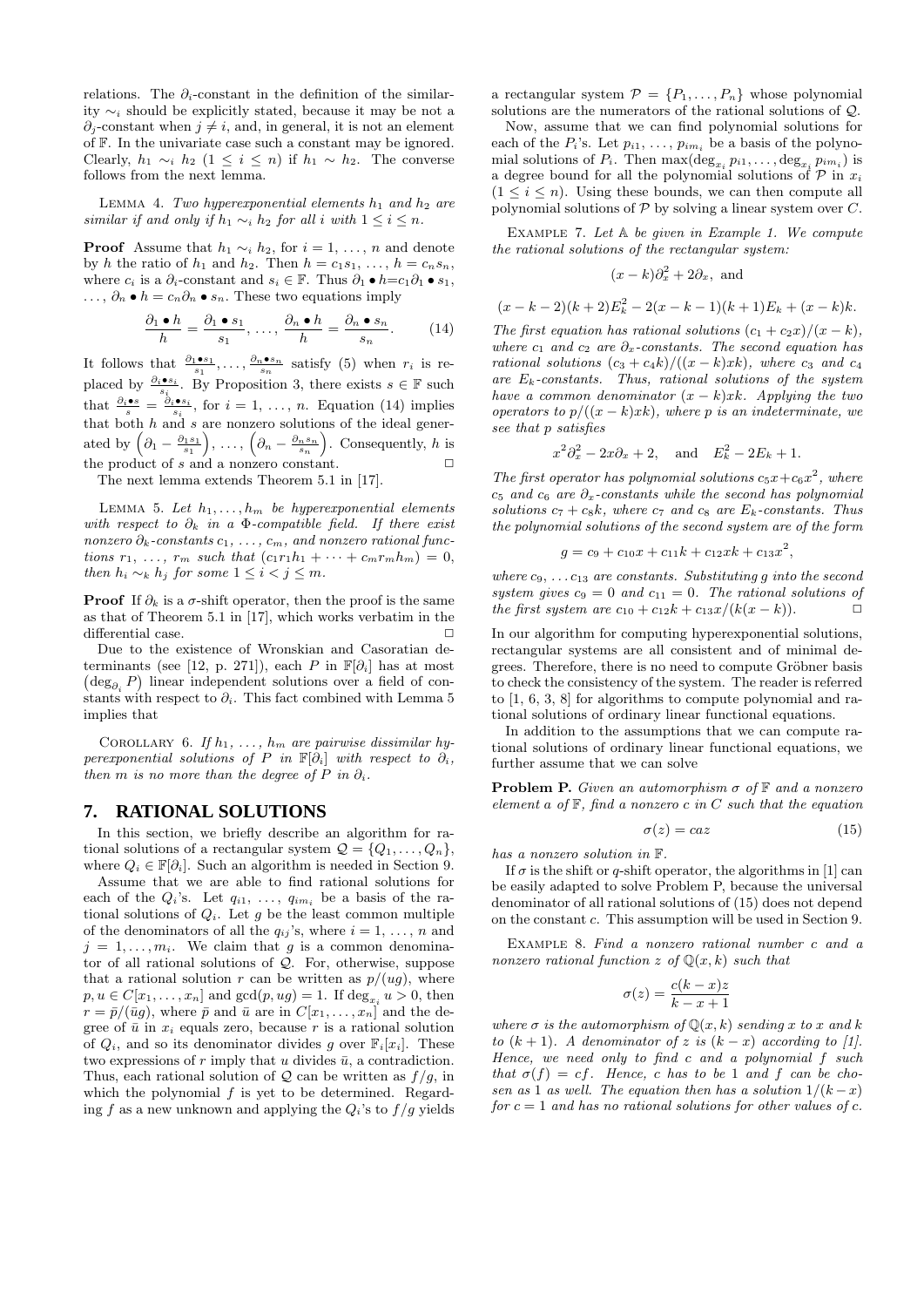relations. The $\partial_i$-constant in the definition of the similarity $\sim_i$ should be explicitly stated, because it may be not a $\partial_j$-constant when $j \neq i$, and, in general, it is not an element of $\mathbb{F}$. In the univariate case such a constant may be ignored. Clearly, $h_1 \sim_i h_2$ $(1 \leq i \leq n)$ if $h_1 \sim h_2$. The converse follows from the next lemma.

Lemma 4. *Two hyperexponential elements $h_1$ and $h_2$ are similar if and only if $h_1 \sim_i h_2$ for all $i$ with $1 \leq i \leq n$.*

**Proof** Assume that $h_1 \sim_i h_2$, for $i = 1, \ldots, n$ and denote by $h$ the ratio of $h_1$ and $h_2$. Then $h = c_1 s_1, \ldots, h = c_n s_n$, where $c_i$ is a $\partial_i$-constant and $s_i \in \mathbb{F}$. Thus $\partial_1 \bullet h = c_1 \partial_1 \bullet s_1$, $\ldots, \partial_n \bullet h = c_n \partial_n \bullet s_n$. These two equations imply

$$\frac{\partial_1 \bullet h}{h} = \frac{\partial_1 \bullet s_1}{s_1}, \ldots, \frac{\partial_n \bullet h}{h} = \frac{\partial_n \bullet s_n}{s_n}. \tag{14}$$

It follows that $\frac{\partial_1 \bullet s_1}{s_1}, \ldots, \frac{\partial_n \bullet s_n}{s_n}$ satisfy (5) when $r_i$ is replaced by $\frac{\partial_i \bullet s_i}{s_i}$. By Proposition 3, there exists $s \in \mathbb{F}$ such that $\frac{\partial_i \bullet s}{s} = \frac{\partial_i \bullet s_i}{s_i}$, for $i = 1, \ldots, n$. Equation (14) implies that both $h$ and $s$ are nonzero solutions of the ideal generated by $\left(\partial_1 - \frac{\partial_1 s_1}{s_1}\right), \ldots, \left(\partial_n - \frac{\partial_n s_n}{s_n}\right)$. Consequently, $h$ is the product of $s$ and a nonzero constant. ☐

The next lemma extends Theorem 5.1 in [17].

Lemma 5. *Let $h_1, \ldots, h_m$ be hyperexponential elements with respect to $\partial_k$ in a $\Phi$-compatible field. If there exist nonzero $\partial_k$-constants $c_1, \ldots, c_m$, and nonzero rational functions $r_1, \ldots, r_m$ such that $(c_1 r_1 h_1 + \cdots + c_m r_m h_m) = 0$, then $h_i \sim_k h_j$ for some $1 \leq i < j \leq m$.*

**Proof** If $\partial_k$ is a $\sigma$-shift operator, then the proof is the same as that of Theorem 5.1 in [17], which works verbatim in the differential case. ☐

Due to the existence of Wronskian and Casoratian determinants (see [12, p. 271]), each $P$ in $\mathbb{F}[\partial_i]$ has at most $(\deg_{\partial_i} P)$ linear independent solutions over a field of constants with respect to $\partial_i$. This fact combined with Lemma 5 implies that

Corollary 6. *If $h_1, \ldots, h_m$ are pairwise dissimilar hyperexponential solutions of $P$ in $\mathbb{F}[\partial_i]$ with respect to $\partial_i$, then $m$ is no more than the degree of $P$ in $\partial_i$.*

## 7. RATIONAL SOLUTIONS

In this section, we briefly describe an algorithm for rational solutions of a rectangular system $\mathcal{Q} = \{Q_1, \ldots, Q_n\}$, where $Q_i \in \mathbb{F}[\partial_i]$. Such an algorithm is needed in Section 9.

Assume that we are able to find rational solutions for each of the $Q_i$'s. Let $q_{i1}, \ldots, q_{im_i}$ be a basis of the rational solutions of $Q_i$. Let $g$ be the least common multiple of the denominators of all the $q_{ij}$'s, where $i = 1, \ldots, n$ and $j = 1, \ldots, m_i$. We claim that $g$ is a common denominator of all rational solutions of $\mathcal{Q}$. For, otherwise, suppose that a rational solution $r$ can be written as $p/(ug)$, where $p, u \in C[x_1, \ldots, x_n]$ and $\gcd(p, ug) = 1$. If $\deg_{x_i} u > 0$, then $r = \bar{p}/(\bar{u}g)$, where $\bar{p}$ and $\bar{u}$ are in $C[x_1, \ldots, x_n]$ and the degree of $\bar{u}$ in $x_i$ equals zero, because $r$ is a rational solution of $Q_i$, and so its denominator divides $g$ over $\mathbb{F}_i[x_i]$. These two expressions of $r$ imply that $u$ divides $\bar{u}$, a contradiction. Thus, each rational solution of $\mathcal{Q}$ can be written as $f/g$, in which the polynomial $f$ is yet to be determined. Regarding $f$ as a new unknown and applying the $Q_i$'s to $f/g$ yields a rectangular system $\mathcal{P} = \{P_1, \ldots, P_n\}$ whose polynomial solutions are the numerators of the rational solutions of $\mathcal{Q}$.

Now, assume that we can find polynomial solutions for each of the $P_i$'s. Let $p_{i1}, \ldots, p_{im_i}$ be a basis of the polynomial solutions of $P_i$. Then $\max(\deg_{x_i} p_{i1}, \ldots, \deg_{x_i} p_{im_i})$ is a degree bound for all the polynomial solutions of $\mathcal{P}$ in $x_i$ $(1 \leq i \leq n)$. Using these bounds, we can then compute all polynomial solutions of $\mathcal{P}$ by solving a linear system over $C$.

Example 7. *Let $\mathbb{A}$ be given in Example 1. We compute the rational solutions of the rectangular system:*

$$(x-k)\partial_x^2 + 2\partial_x, \text{ and}$$

$$(x-k-2)(k+2)E_k^2 - 2(x-k-1)(k+1)E_k + (x-k)k.$$

*The first equation has rational solutions $(c_1 + c_2 x)/(x-k)$, where $c_1$ and $c_2$ are $\partial_x$-constants. The second equation has rational solutions $(c_3 + c_4 k)/((x-k)xk)$, where $c_3$ and $c_4$ are $E_k$-constants. Thus, rational solutions of the system have a common denominator $(x-k)xk$. Applying the two operators to $p/((x-k)xk)$, where $p$ is an indeterminate, we see that $p$ satisfies*

$$x^2\partial_x^2 - 2x\partial_x + 2, \quad \text{and} \quad E_k^2 - 2E_k + 1.$$

*The first operator has polynomial solutions $c_5 x + c_6 x^2$, where $c_5$ and $c_6$ are $\partial_x$-constants while the second has polynomial solutions $c_7 + c_8 k$, where $c_7$ and $c_8$ are $E_k$-constants. Thus the polynomial solutions of the second system are of the form*

$$g = c_9 + c_{10} x + c_{11} k + c_{12} x k + c_{13} x^2,$$

*where $c_9, \ldots c_{13}$ are constants. Substituting $g$ into the second system gives $c_9 = 0$ and $c_{11} = 0$. The rational solutions of the first system are $c_{10} + c_{12} k + c_{13} x/(k(x-k))$.* ☐

In our algorithm for computing hyperexponential solutions, rectangular systems are all consistent and of minimal degrees. Therefore, there is no need to compute Gröbner basis to check the consistency of the system. The reader is referred to [1, 6, 3, 8] for algorithms to compute polynomial and rational solutions of ordinary linear functional equations.

In addition to the assumptions that we can compute rational solutions of ordinary linear functional equations, we further assume that we can solve

**Problem P.** *Given an automorphism $\sigma$ of $\mathbb{F}$ and a nonzero element $a$ of $\mathbb{F}$, find a nonzero $c$ in $C$ such that the equation*

$$\sigma(z) = caz \tag{15}$$

*has a nonzero solution in $\mathbb{F}$.*

If $\sigma$ is the shift or $q$-shift operator, the algorithms in [1] can be easily adapted to solve Problem P, because the universal denominator of all rational solutions of (15) does not depend on the constant $c$. This assumption will be used in Section 9.

Example 8. *Find a nonzero rational number $c$ and a nonzero rational function $z$ of $\mathbb{Q}(x, k)$ such that*

$$\sigma(z) = \frac{c(k-x)z}{k-x+1}$$

*where $\sigma$ is the automorphism of $\mathbb{Q}(x, k)$ sending $x$ to $x$ and $k$ to $(k+1)$. A denominator of $z$ is $(k-x)$ according to [1]. Hence, we need only to find $c$ and a polynomial $f$ such that $\sigma(f) = cf$. Hence, $c$ has to be 1 and $f$ can be chosen as 1 as well. The equation then has a solution $1/(k-x)$ for $c = 1$ and has no rational solutions for other values of $c$.*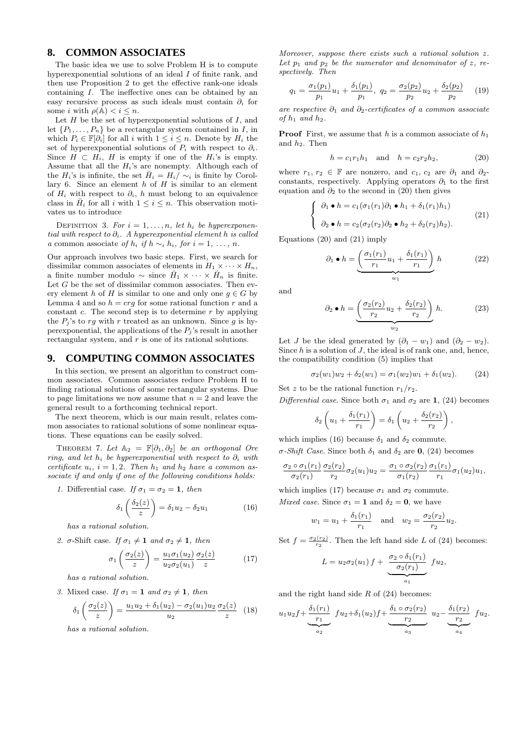## 8. COMMON ASSOCIATES

The basic idea we use to solve Problem H is to compute hyperexponential solutions of an ideal $I$ of finite rank, and then use Proposition 2 to get the effective rank-one ideals containing $I$. The ineffective ones can be obtained by an easy recursive process as such ideals must contain $\partial_i$ for some $i$ with $\rho(\mathbb{A}) < i \le n$.

Let $H$ be the set of hyperexponential solutions of $I$, and let $\{P_1, \ldots, P_n\}$ be a rectangular system contained in $I$, in which $P_i \in \mathbb{F}[\partial_i]$ for all $i$ with $1 \le i \le n$. Denote by $H_i$ the set of hyperexponential solutions of $P_i$ with respect to $\partial_i$. Since $H \subset H_i$, $H$ is empty if one of the $H_i$'s is empty. Assume that all the $H_i$'s are nonempty. Although each of the $H_i$'s is infinite, the set $\bar{H}_i = H_i / \sim_i$ is finite by Corollary 6. Since an element $h$ of $H$ is similar to an element of $H_i$ with respect to $\partial_i$, $h$ must belong to an equivalence class in $\bar{H}_i$ for all $i$ with $1 \le i \le n$. This observation motivates us to introduce

Definition 3. *For $i = 1, \ldots, n$, let $h_i$ be hyperexponential with respect to $\partial_i$. A hyperexponential element $h$ is called a* common associate *of $h_i$ if $h \sim_i h_i$, for $i = 1, \ldots, n$.*

Our approach involves two basic steps. First, we search for dissimilar common associates of elements in $H_1 \times \cdots \times H_n$, a finite number modulo $\sim$ since $\bar{H}_1 \times \cdots \times \bar{H}_n$ is finite. Let $G$ be the set of dissimilar common associates. Then every element $h$ of $H$ is similar to one and only one $g \in G$ by Lemma 4 and so $h = crg$ for some rational function $r$ and a constant $c$. The second step is to determine $r$ by applying the $P_j$'s to $rg$ with $r$ treated as an unknown. Since $g$ is hyperexponential, the applications of the $P_j$'s result in another rectangular system, and $r$ is one of its rational solutions.

## 9. COMPUTING COMMON ASSOCIATES

In this section, we present an algorithm to construct common associates. Common associates reduce Problem H to finding rational solutions of some rectangular systems. Due to page limitations we now assume that $n = 2$ and leave the general result to a forthcoming technical report.

The next theorem, which is our main result, relates common associates to rational solutions of some nonlinear equations. These equations can be easily solved.

Theorem 7. *Let $\mathbb{A}_2 = \mathbb{F}[\partial_1, \partial_2]$ be an orthogonal Ore ring, and let $h_i$ be hyperexponential with respect to $\partial_i$ with certificate $u_i$, $i = 1, 2$. Then $h_1$ and $h_2$ have a common associate if and only if one of the following conditions holds:*

1. Differential case. *If $\sigma_1 = \sigma_2 = \mathbf{1}$, then*
$$\delta_1\left(\frac{\delta_2(z)}{z}\right) = \delta_1 u_2 - \delta_2 u_1 \tag{16}$$
*has a rational solution.*

2. $\sigma$-Shift case. *If $\sigma_1 \ne \mathbf{1}$ and $\sigma_2 \ne \mathbf{1}$, then*
$$\sigma_1\left(\frac{\sigma_2(z)}{z}\right) = \frac{u_1\sigma_1(u_2)}{u_2\sigma_2(u_1)}\frac{\sigma_2(z)}{z} \tag{17}$$
*has a rational solution.*

3. Mixed case. *If $\sigma_1 = \mathbf{1}$ and $\sigma_2 \ne \mathbf{1}$, then*
$$\delta_1\left(\frac{\sigma_2(z)}{z}\right) = \frac{u_1u_2 + \delta_1(u_2) - \sigma_2(u_1)u_2}{u_2}\frac{\sigma_2(z)}{z} \tag{18}$$
*has a rational solution.*

*Moreover, suppose there exists such a rational solution $z$. Let $p_1$ and $p_2$ be the numerator and denominator of $z$, respectively. Then*
$$q_1 = \frac{\sigma_1(p_1)}{p_1}u_1 + \frac{\delta_1(p_1)}{p_1},\ q_2 = \frac{\sigma_2(p_2)}{p_2}u_2 + \frac{\delta_2(p_2)}{p_2} \tag{19}$$
*are respective $\partial_1$ and $\partial_2$-certificates of a common associate of $h_1$ and $h_2$.*

**Proof** First, we assume that $h$ is a common associate of $h_1$ and $h_2$. Then
$$h = c_1r_1h_1 \quad \text{and} \quad h = c_2r_2h_2, \tag{20}$$
where $r_1, r_2 \in \mathbb{F}$ are nonzero, and $c_1, c_2$ are $\partial_1$ and $\partial_2$-constants, respectively. Applying operators $\partial_1$ to the first equation and $\partial_2$ to the second in (20) then gives
$$\begin{cases} \partial_1 \bullet h = c_1(\sigma_1(r_1)\partial_1 \bullet h_1 + \delta_1(r_1)h_1) \\ \partial_2 \bullet h = c_2(\sigma_2(r_2)\partial_2 \bullet h_2 + \delta_2(r_2)h_2). \end{cases} \tag{21}$$

Equations (20) and (21) imply
$$\partial_1 \bullet h = \underbrace{\left(\frac{\sigma_1(r_1)}{r_1}u_1 + \frac{\delta_1(r_1)}{r_1}\right)}_{w_1} h \tag{22}$$
and
$$\partial_2 \bullet h = \underbrace{\left(\frac{\sigma_2(r_2)}{r_2}u_2 + \frac{\delta_2(r_2)}{r_2}\right)}_{w_2} h. \tag{23}$$

Let $J$ be the ideal generated by $(\partial_1 - w_1)$ and $(\partial_2 - w_2)$. Since $h$ is a solution of $J$, the ideal is of rank one, and, hence, the compatibility condition (5) implies that
$$\sigma_2(w_1)w_2 + \delta_2(w_1) = \sigma_1(w_2)w_1 + \delta_1(w_2). \tag{24}$$

Set $z$ to be the rational function $r_1/r_2$.

*Differential case.* Since both $\sigma_1$ and $\sigma_2$ are $\mathbf{1}$, (24) becomes
$$\delta_2\left(u_1 + \frac{\delta_1(r_1)}{r_1}\right) = \delta_1\left(u_2 + \frac{\delta_2(r_2)}{r_2}\right),$$
which implies (16) because $\delta_1$ and $\delta_2$ commute.

*$\sigma$-Shift Case.* Since both $\delta_1$ and $\delta_2$ are $\mathbf{0}$, (24) becomes
$$\frac{\sigma_2 \circ \sigma_1(r_1)}{\sigma_2(r_1)}\frac{\sigma_2(r_2)}{r_2}\sigma_2(u_1)u_2 = \frac{\sigma_1 \circ \sigma_2(r_2)}{\sigma_1(r_2)}\frac{\sigma_1(r_1)}{r_1}\sigma_1(u_2)u_1,$$
which implies (17) because $\sigma_1$ and $\sigma_2$ commute.

*Mixed case.* Since $\sigma_1 = \mathbf{1}$ and $\delta_2 = \mathbf{0}$, we have
$$w_1 = u_1 + \frac{\delta_1(r_1)}{r_1} \quad \text{and} \quad w_2 = \frac{\sigma_2(r_2)}{r_2}u_2.$$

Set $f = \frac{\sigma_2(r_2)}{r_2}$. Then the left hand side $L$ of (24) becomes:
$$L = u_2\sigma_2(u_1)\,f + \underbrace{\frac{\sigma_2 \circ \delta_1(r_1)}{\sigma_2(r_1)}}_{a_1}\ fu_2,$$
and the right hand side $R$ of (24) becomes:
$$u_1u_2f + \underbrace{\frac{\delta_1(r_1)}{r_1}}_{a_2}\ fu_2 + \delta_1(u_2)f + \underbrace{\frac{\delta_1 \circ \sigma_2(r_2)}{r_2}}_{a_3}\ u_2 - \underbrace{\frac{\delta_1(r_2)}{r_2}}_{a_4}\ fu_2.$$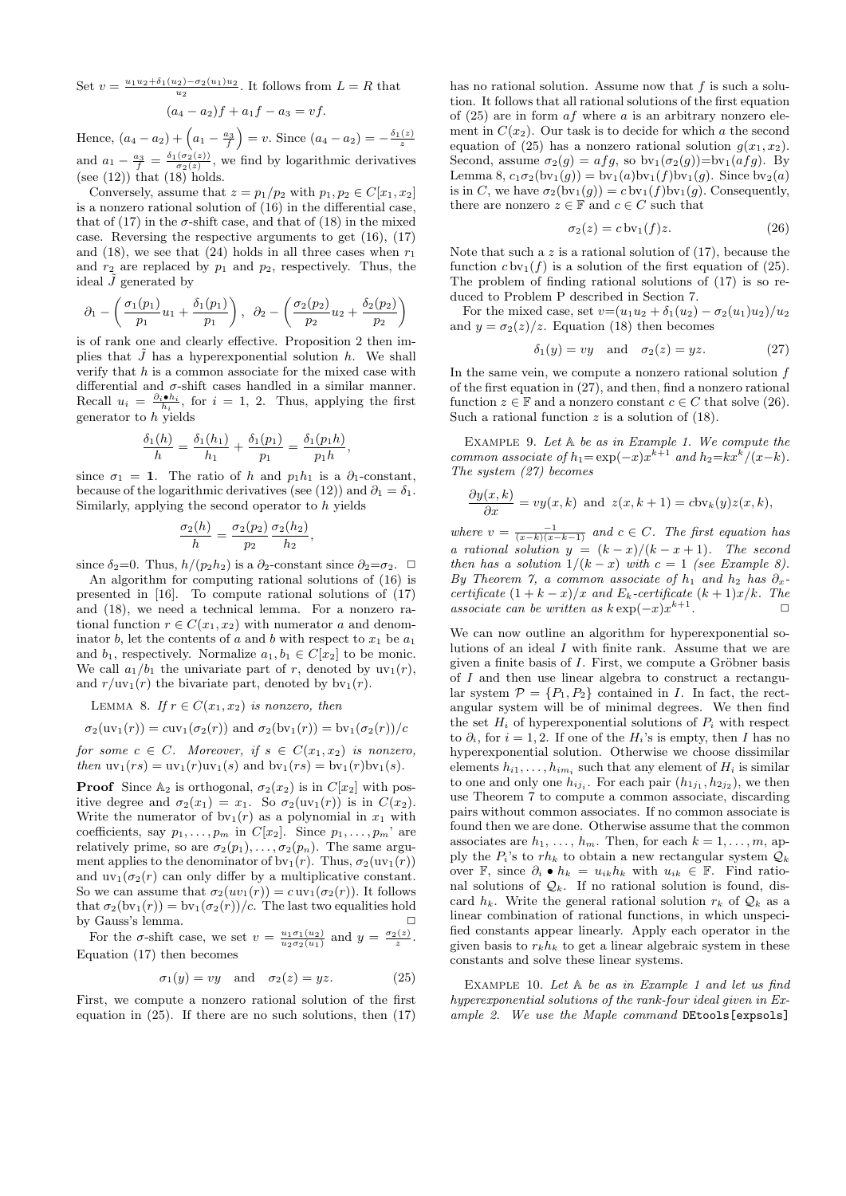Set $v = \frac{u_1 u_2 + \delta_1(u_2) - \sigma_2(u_1) u_2}{u_2}$. It follows from $L = R$ that

$$(a_4 - a_2) f + a_1 f - a_3 = v f.$$

Hence, $(a_4 - a_2) + \left(a_1 - \frac{a_3}{f}\right) = v$. Since $(a_4 - a_2) = -\frac{\delta_1(z)}{z}$ and $a_1 - \frac{a_3}{f} = \frac{\delta_1(\sigma_2(z))}{\sigma_2(z)}$, we find by logarithmic derivatives (see (12)) that (18) holds.

Conversely, assume that $z = p_1/p_2$ with $p_1, p_2 \in C[x_1, x_2]$ is a nonzero rational solution of (16) in the differential case, that of (17) in the $\sigma$-shift case, and that of (18) in the mixed case. Reversing the respective arguments to get (16), (17) and (18), we see that (24) holds in all three cases when $r_1$ and $r_2$ are replaced by $p_1$ and $p_2$, respectively. Thus, the ideal $\tilde{J}$ generated by

$$\partial_1 - \left(\frac{\sigma_1(p_1)}{p_1} u_1 + \frac{\delta_1(p_1)}{p_1}\right), \ \partial_2 - \left(\frac{\sigma_2(p_2)}{p_2} u_2 + \frac{\delta_2(p_2)}{p_2}\right)$$

is of rank one and clearly effective. Proposition 2 then implies that $\tilde{J}$ has a hyperexponential solution $h$. We shall verify that $h$ is a common associate for the mixed case with differential and $\sigma$-shift cases handled in a similar manner. Recall $u_i = \frac{\partial_i \bullet h_i}{h_i}$, for $i = 1, 2$. Thus, applying the first generator to $h$ yields

$$\frac{\delta_1(h)}{h} = \frac{\delta_1(h_1)}{h_1} + \frac{\delta_1(p_1)}{p_1} = \frac{\delta_1(p_1 h)}{p_1 h},$$

since $\sigma_1 = \mathbf{1}$. The ratio of $h$ and $p_1 h_1$ is a $\partial_1$-constant, because of the logarithmic derivatives (see (12)) and $\partial_1 = \delta_1$. Similarly, applying the second operator to $h$ yields

$$\frac{\sigma_2(h)}{h} = \frac{\sigma_2(p_2)}{p_2} \frac{\sigma_2(h_2)}{h_2},$$

since $\delta_2$=0. Thus, $h/(p_2 h_2)$ is a $\partial_2$-constant since $\partial_2$=$\sigma_2$. $\square$

An algorithm for computing rational solutions of (16) is presented in [16]. To compute rational solutions of (17) and (18), we need a technical lemma. For a nonzero rational function $r \in C(x_1, x_2)$ with numerator $a$ and denominator $b$, let the contents of $a$ and $b$ with respect to $x_1$ be $a_1$ and $b_1$, respectively. Normalize $a_1, b_1 \in C[x_2]$ to be monic. We call $a_1/b_1$ the univariate part of $r$, denoted by $\mathrm{uv}_1(r)$, and $r/\mathrm{uv}_1(r)$ the bivariate part, denoted by $\mathrm{bv}_1(r)$.

Lemma 8. *If $r \in C(x_1, x_2)$ is nonzero, then*

$$\sigma_2(\mathrm{uv}_1(r)) = c\,\mathrm{uv}_1(\sigma_2(r)) \text{ and } \sigma_2(\mathrm{bv}_1(r)) = \mathrm{bv}_1(\sigma_2(r))/c$$

*for some $c \in C$. Moreover, if $s \in C(x_1, x_2)$ is nonzero, then $\mathrm{uv}_1(rs) = \mathrm{uv}_1(r)\mathrm{uv}_1(s)$ and $\mathrm{bv}_1(rs) = \mathrm{bv}_1(r)\mathrm{bv}_1(s)$.*

**Proof** Since $\mathbb{A}_2$ is orthogonal, $\sigma_2(x_2)$ is in $C[x_2]$ with positive degree and $\sigma_2(x_1) = x_1$. So $\sigma_2(\mathrm{uv}_1(r))$ is in $C(x_2)$. Write the numerator of $\mathrm{bv}_1(r)$ as a polynomial in $x_1$ with coefficients, say $p_1, \ldots, p_m$ in $C[x_2]$. Since $p_1, \ldots, p_m$' are relatively prime, so are $\sigma_2(p_1), \ldots, \sigma_2(p_n)$. The same argument applies to the denominator of $\mathrm{bv}_1(r)$. Thus, $\sigma_2(\mathrm{uv}_1(r))$ and $\mathrm{uv}_1(\sigma_2(r))$ can only differ by a multiplicative constant. So we can assume that $\sigma_2(uv_1(r)) = c\,\mathrm{uv}_1(\sigma_2(r))$. It follows that $\sigma_2(\mathrm{bv}_1(r)) = \mathrm{bv}_1(\sigma_2(r))/c$. The last two equalities hold by Gauss's lemma. $\square$

For the $\sigma$-shift case, we set $v = \frac{u_1 \sigma_1(u_2)}{u_2 \sigma_2(u_1)}$ and $y = \frac{\sigma_2(z)}{z}$. Equation (17) then becomes

$$\sigma_1(y) = vy \quad \text{and} \quad \sigma_2(z) = yz. \tag{25}$$

First, we compute a nonzero rational solution of the first equation in (25). If there are no such solutions, then (17) has no rational solution. Assume now that $f$ is such a solution. It follows that all rational solutions of the first equation of (25) are in form $af$ where $a$ is an arbitrary nonzero element in $C(x_2)$. Our task is to decide for which $a$ the second equation of (25) has a nonzero rational solution $g(x_1, x_2)$. Second, assume $\sigma_2(g) = afg$, so $\mathrm{bv}_1(\sigma_2(g))$=$\mathrm{bv}_1(afg)$. By Lemma 8, $c_1 \sigma_2(\mathrm{bv}_1(g)) = \mathrm{bv}_1(a)\mathrm{bv}_1(f)\mathrm{bv}_1(g)$. Since $\mathrm{bv}_2(a)$ is in $C$, we have $\sigma_2(\mathrm{bv}_1(g)) = c\,\mathrm{bv}_1(f)\mathrm{bv}_1(g)$. Consequently, there are nonzero $z \in \mathbb{F}$ and $c \in C$ such that

$$\sigma_2(z) = c\,\mathrm{bv}_1(f) z. \tag{26}$$

Note that such a $z$ is a rational solution of (17), because the function $c\,\mathrm{bv}_1(f)$ is a solution of the first equation of (25). The problem of finding rational solutions of (17) is so reduced to Problem P described in Section 7.

For the mixed case, set $v$=$(u_1 u_2 + \delta_1(u_2) - \sigma_2(u_1) u_2)/u_2$ and $y = \sigma_2(z)/z$. Equation (18) then becomes

$$\delta_1(y) = vy \quad \text{and} \quad \sigma_2(z) = yz. \tag{27}$$

In the same vein, we compute a nonzero rational solution $f$ of the first equation in (27), and then, find a nonzero rational function $z \in \mathbb{F}$ and a nonzero constant $c \in C$ that solve (26). Such a rational function $z$ is a solution of (18).

Example 9. *Let $\mathbb{A}$ be as in Example 1. We compute the common associate of $h_1$=$\exp(-x)x^{k+1}$ and $h_2$=$kx^k/(x-k)$. The system (27) becomes*

$$\frac{\partial y(x,k)}{\partial x} = vy(x,k) \text{ and } z(x,k+1) = c\mathrm{bv}_k(y)z(x,k),$$

*where $v = \frac{-1}{(x-k)(x-k-1)}$ and $c \in C$. The first equation has a rational solution $y = (k-x)/(k-x+1)$. The second then has a solution $1/(k-x)$ with $c = 1$ (see Example 8). By Theorem 7, a common associate of $h_1$ and $h_2$ has $\partial_x$-certificate $(1+k-x)/x$ and $E_k$-certificate $(k+1)x/k$. The associate can be written as $k\exp(-x)x^{k+1}$.* $\square$

We can now outline an algorithm for hyperexponential solutions of an ideal $I$ with finite rank. Assume that we are given a finite basis of $I$. First, we compute a Gröbner basis of $I$ and then use linear algebra to construct a rectangular system $\mathcal{P} = \{P_1, P_2\}$ contained in $I$. In fact, the rectangular system will be of minimal degrees. We then find the set $H_i$ of hyperexponential solutions of $P_i$ with respect to $\partial_i$, for $i = 1, 2$. If one of the $H_i$'s is empty, then $I$ has no hyperexponential solution. Otherwise we choose dissimilar elements $h_{i1}, \ldots, h_{im_i}$ such that any element of $H_i$ is similar to one and only one $h_{ij_i}$. For each pair $(h_{1j_1}, h_{2j_2})$, we then use Theorem 7 to compute a common associate, discarding pairs without common associates. If no common associate is found then we are done. Otherwise assume that the common associates are $h_1, \ldots, h_m$. Then, for each $k = 1, \ldots, m$, apply the $P_i$'s to $rh_k$ to obtain a new rectangular system $\mathcal{Q}_k$ over $\mathbb{F}$, since $\partial_i \bullet h_k = u_{ik} h_k$ with $u_{ik} \in \mathbb{F}$. Find rational solutions of $\mathcal{Q}_k$. If no rational solution is found, discard $h_k$. Write the general rational solution $r_k$ of $\mathcal{Q}_k$ as a linear combination of rational functions, in which unspecified constants appear linearly. Apply each operator in the given basis to $r_k h_k$ to get a linear algebraic system in these constants and solve these linear systems.

Example 10. *Let $\mathbb{A}$ be as in Example 1 and let us find hyperexponential solutions of the rank-four ideal given in Example 2. We use the Maple command* `DEtools[expsols]`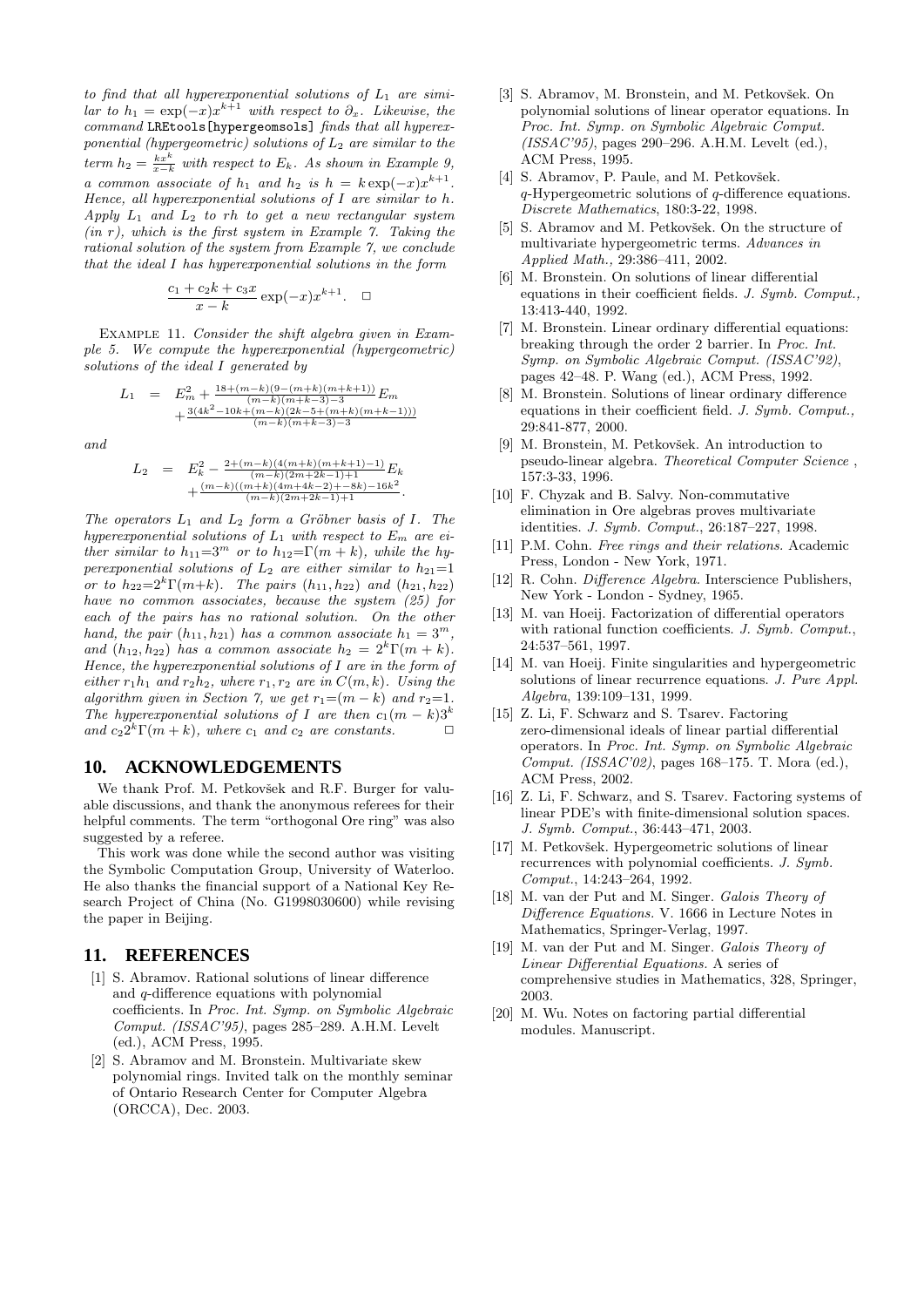*to find that all hyperexponential solutions of $L_1$ are similar to $h_1 = \exp(-x)x^{k+1}$ with respect to $\partial_x$. Likewise, the command* `LREtools[hypergeomsols]` *finds that all hyperexponential (hypergeometric) solutions of $L_2$ are similar to the term $h_2 = \frac{kx^k}{x-k}$ with respect to $E_k$. As shown in Example 9, a common associate of $h_1$ and $h_2$ is $h = k\exp(-x)x^{k+1}$. Hence, all hyperexponential solutions of $I$ are similar to $h$. Apply $L_1$ and $L_2$ to $rh$ to get a new rectangular system (in $r$), which is the first system in Example 7. Taking the rational solution of the system from Example 7, we conclude that the ideal $I$ has hyperexponential solutions in the form*

$$\frac{c_1 + c_2 k + c_3 x}{x-k}\exp(-x)x^{k+1}. \quad \square$$

Example 11. *Consider the shift algebra given in Example 5. We compute the hyperexponential (hypergeometric) solutions of the ideal $I$ generated by*

$$\begin{aligned} L_1 &= E_m^2 + \tfrac{18+(m-k)(9-(m+k)(m+k+1))}{(m-k)(m+k-3)-3}E_m \\ &\quad + \tfrac{3(4k^2-10k+(m-k)(2k-5+(m+k)(m+k-1)))}{(m-k)(m+k-3)-3} \end{aligned}$$

*and*

$$\begin{aligned} L_2 &= E_k^2 - \tfrac{2+(m-k)(4(m+k)(m+k+1)-1)}{(m-k)(2m+2k-1)+1}E_k \\ &\quad + \tfrac{(m-k)((m+k)(4m+4k-2)+-8k)-16k^2}{(m-k)(2m+2k-1)+1}. \end{aligned}$$

*The operators $L_1$ and $L_2$ form a Gröbner basis of $I$. The hyperexponential solutions of $L_1$ with respect to $E_m$ are either similar to $h_{11}=3^m$ or to $h_{12}=\Gamma(m+k)$, while the hyperexponential solutions of $L_2$ are either similar to $h_{21}=1$ or to $h_{22}=2^k\Gamma(m+k)$. The pairs $(h_{11}, h_{22})$ and $(h_{21}, h_{22})$ have no common associates, because the system (25) for each of the pairs has no rational solution. On the other hand, the pair $(h_{11}, h_{21})$ has a common associate $h_1 = 3^m$, and $(h_{12}, h_{22})$ has a common associate $h_2 = 2^k\Gamma(m+k)$. Hence, the hyperexponential solutions of $I$ are in the form of either $r_1h_1$ and $r_2h_2$, where $r_1, r_2$ are in $C(m,k)$. Using the algorithm given in Section 7, we get $r_1=(m-k)$ and $r_2=1$. The hyperexponential solutions of $I$ are then $c_1(m-k)3^k$ and $c_22^k\Gamma(m+k)$, where $c_1$ and $c_2$ are constants.* $\square$

## 10. ACKNOWLEDGEMENTS

We thank Prof. M. Petkovšek and R.F. Burger for valuable discussions, and thank the anonymous referees for their helpful comments. The term "orthogonal Ore ring" was also suggested by a referee.

This work was done while the second author was visiting the Symbolic Computation Group, University of Waterloo. He also thanks the financial support of a National Key Research Project of China (No. G1998030600) while revising the paper in Beijing.

## 11. REFERENCES

[1] S. Abramov. Rational solutions of linear difference and $q$-difference equations with polynomial coefficients. In *Proc. Int. Symp. on Symbolic Algebraic Comput. (ISSAC'95)*, pages 285–289. A.H.M. Levelt (ed.), ACM Press, 1995.

[2] S. Abramov and M. Bronstein. Multivariate skew polynomial rings. Invited talk on the monthly seminar of Ontario Research Center for Computer Algebra (ORCCA), Dec. 2003.

[3] S. Abramov, M. Bronstein, and M. Petkovšek. On polynomial solutions of linear operator equations. In *Proc. Int. Symp. on Symbolic Algebraic Comput. (ISSAC'95)*, pages 290–296. A.H.M. Levelt (ed.), ACM Press, 1995.

[4] S. Abramov, P. Paule, and M. Petkovšek. $q$-Hypergeometric solutions of $q$-difference equations. *Discrete Mathematics*, 180:3-22, 1998.

[5] S. Abramov and M. Petkovšek. On the structure of multivariate hypergeometric terms. *Advances in Applied Math.,* 29:386–411, 2002.

[6] M. Bronstein. On solutions of linear differential equations in their coefficient fields. *J. Symb. Comput.,* 13:413-440, 1992.

[7] M. Bronstein. Linear ordinary differential equations: breaking through the order 2 barrier. In *Proc. Int. Symp. on Symbolic Algebraic Comput. (ISSAC'92)*, pages 42–48. P. Wang (ed.), ACM Press, 1992.

[8] M. Bronstein. Solutions of linear ordinary difference equations in their coefficient field. *J. Symb. Comput.,* 29:841-877, 2000.

[9] M. Bronstein, M. Petkovšek. An introduction to pseudo-linear algebra. *Theoretical Computer Science* , 157:3-33, 1996.

[10] F. Chyzak and B. Salvy. Non-commutative elimination in Ore algebras proves multivariate identities. *J. Symb. Comput.*, 26:187–227, 1998.

[11] P.M. Cohn. *Free rings and their relations.* Academic Press, London - New York, 1971.

[12] R. Cohn. *Difference Algebra.* Interscience Publishers, New York - London - Sydney, 1965.

[13] M. van Hoeij. Factorization of differential operators with rational function coefficients. *J. Symb. Comput.*, 24:537–561, 1997.

[14] M. van Hoeij. Finite singularities and hypergeometric solutions of linear recurrence equations. *J. Pure Appl. Algebra*, 139:109–131, 1999.

[15] Z. Li, F. Schwarz and S. Tsarev. Factoring zero-dimensional ideals of linear partial differential operators. In *Proc. Int. Symp. on Symbolic Algebraic Comput. (ISSAC'02)*, pages 168–175. T. Mora (ed.), ACM Press, 2002.

[16] Z. Li, F. Schwarz, and S. Tsarev. Factoring systems of linear PDE's with finite-dimensional solution spaces. *J. Symb. Comput.*, 36:443–471, 2003.

[17] M. Petkovšek. Hypergeometric solutions of linear recurrences with polynomial coefficients. *J. Symb. Comput.*, 14:243–264, 1992.

[18] M. van der Put and M. Singer. *Galois Theory of Difference Equations.* V. 1666 in Lecture Notes in Mathematics, Springer-Verlag, 1997.

[19] M. van der Put and M. Singer. *Galois Theory of Linear Differential Equations.* A series of comprehensive studies in Mathematics, 328, Springer, 2003.

[20] M. Wu. Notes on factoring partial differential modules. Manuscript.